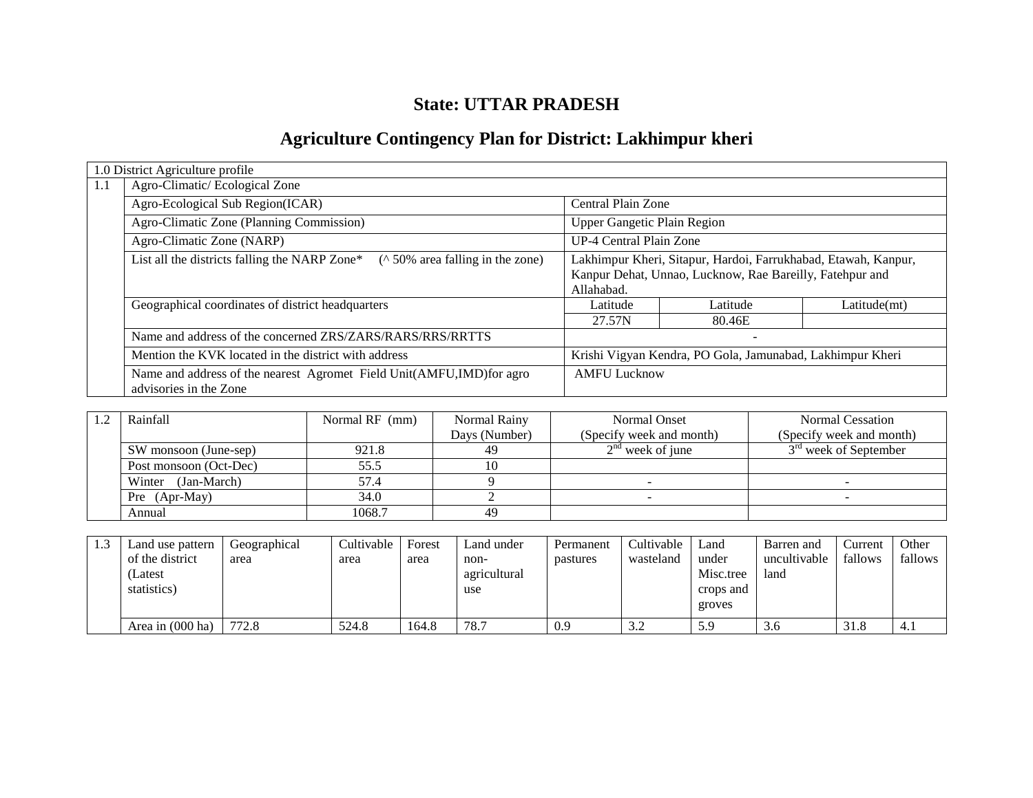## State: UTTAR PRADESH

# Agriculture Contingency Plan for District: Lakhimpur kheri

| 1.0 District Agriculture profile | | | | |
|---|---|---|---|---|
| 1.1 | Agro-Climatic/ Ecological Zone | | | |
| | Agro-Ecological Sub Region(ICAR) | Central Plain Zone | | |
| | Agro-Climatic Zone (Planning Commission) | Upper Gangetic Plain Region | | |
| | Agro-Climatic Zone (NARP) | UP-4 Central Plain Zone | | |
| | List all the districts falling the NARP Zone* (^ 50% area falling in the zone) | Lakhimpur Kheri, Sitapur, Hardoi, Farrukhabad, Etawah, Kanpur, Kanpur Dehat, Unnao, Lucknow, Rae Bareilly, Fatehpur and Allahabad. | | |
| | Geographical coordinates of district headquarters | Latitude | Latitude | Latitude(mt) |
| | | 27.57N | 80.46E | |
| | Name and address of the concerned ZRS/ZARS/RARS/RRS/RRTTS | - | | |
| | Mention the KVK located in the district with address | Krishi Vigyan Kendra, PO Gola, Jamunabad, Lakhimpur Kheri | | |
| | Name and address of the nearest Agromet Field Unit(AMFU,IMD)for agro advisories in the Zone | AMFU Lucknow | | |

| 1.2 | Rainfall | Normal RF (mm) | Normal Rainy Days (Number) | Normal Onset (Specify week and month) | Normal Cessation (Specify week and month) |
|---|---|---|---|---|---|
| | SW monsoon (June-sep) | 921.8 | 49 | 2nd week of june | 3rd week of September |
| | Post monsoon (Oct-Dec) | 55.5 | 10 | | |
| | Winter (Jan-March) | 57.4 | 9 | - | - |
| | Pre (Apr-May) | 34.0 | 2 | - | - |
| | Annual | 1068.7 | 49 | | |

| 1.3 | Land use pattern of the district (Latest statistics) | Geographical area | Cultivable area | Forest area | Land under non-agricultural use | Permanent pastures | Cultivable wasteland | Land under Misc.tree crops and groves | Barren and uncultivable land | Current fallows | Other fallows |
|---|---|---|---|---|---|---|---|---|---|---|---|
| | Area in (000 ha) | 772.8 | 524.8 | 164.8 | 78.7 | 0.9 | 3.2 | 5.9 | 3.6 | 31.8 | 4.1 |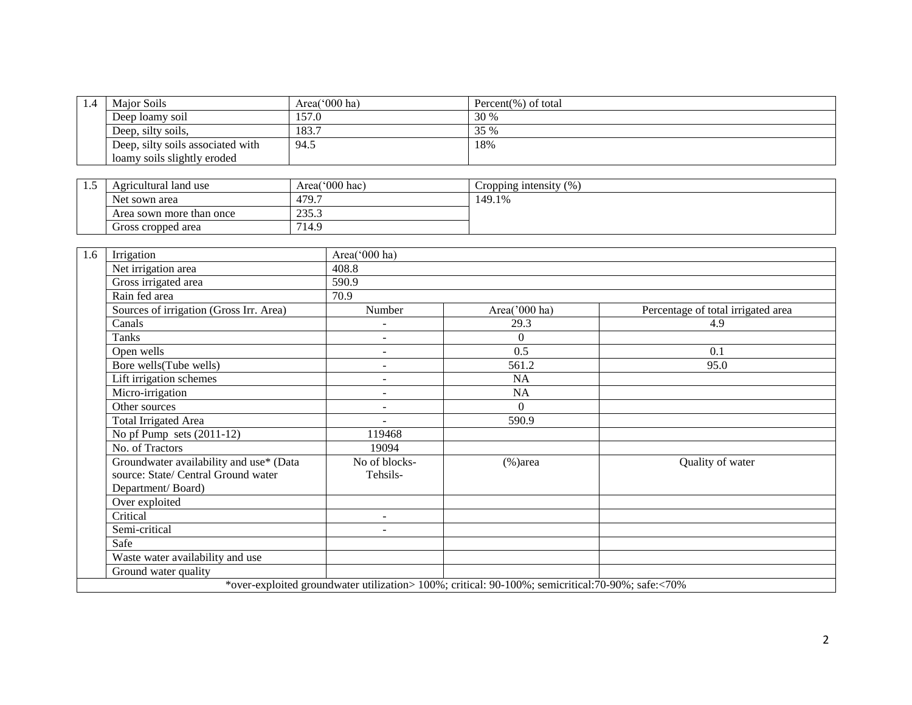| 1.4 | Major Soils | Area('000 ha) | Percent(%) of total |
|---|---|---|---|
| | Deep loamy soil | 157.0 | 30 % |
| | Deep, silty soils, | 183.7 | 35 % |
| | Deep, silty soils associated with loamy soils slightly eroded | 94.5 | 18% |

| 1.5 | Agricultural land use | Area('000 hac) | Cropping intensity (%) |
|---|---|---|---|
| | Net sown area | 479.7 | 149.1% |
| | Area sown more than once | 235.3 | |
| | Gross cropped area | 714.9 | |

| 1.6 | Irrigation | Area('000 ha) | | |
|---|---|---|---|---|
| | Net irrigation area | 408.8 | | |
| | Gross irrigated area | 590.9 | | |
| | Rain fed area | 70.9 | | |
| | Sources of irrigation (Gross Irr. Area) | Number | Area('000 ha) | Percentage of total irrigated area |
| | Canals | - | 29.3 | 4.9 |
| | Tanks | - | 0 | |
| | Open wells | - | 0.5 | 0.1 |
| | Bore wells(Tube wells) | - | 561.2 | 95.0 |
| | Lift irrigation schemes | - | NA | |
| | Micro-irrigation | - | NA | |
| | Other sources | - | 0 | |
| | Total Irrigated Area | - | 590.9 | |
| | No pf Pump sets (2011-12) | 119468 | | |
| | No. of Tractors | 19094 | | |
| | Groundwater availability and use* (Data source: State/ Central Ground water Department/ Board) | No of blocks-Tehsils- | (%)area | Quality of water |
| | Over exploited | | | |
| | Critical | - | | |
| | Semi-critical | - | | |
| | Safe | | | |
| | Waste water availability and use | | | |
| | Ground water quality | | | |

*over-exploited groundwater utilization> 100%; critical: 90-100%; semicritical:70-90%; safe:<70%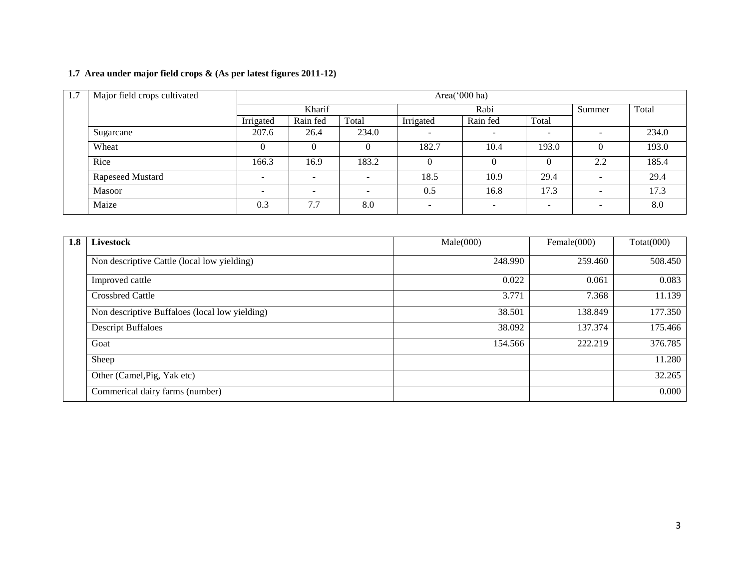**1.7 Area under major field crops & (As per latest figures 2011-12)**

| 1.7 | Major field crops cultivated | Area('000 ha) | | | | | | | |
|---|---|---|---|---|---|---|---|---|---|
| | | Kharif | | | Rabi | | | Summer | Total |
| | | Irrigated | Rain fed | Total | Irrigated | Rain fed | Total | | |
| | Sugarcane | 207.6 | 26.4 | 234.0 | - | - | - | - | 234.0 |
| | Wheat | 0 | 0 | 0 | 182.7 | 10.4 | 193.0 | 0 | 193.0 |
| | Rice | 166.3 | 16.9 | 183.2 | 0 | 0 | 0 | 2.2 | 185.4 |
| | Rapeseed Mustard | - | - | - | 18.5 | 10.9 | 29.4 | - | 29.4 |
| | Masoor | - | - | - | 0.5 | 16.8 | 17.3 | - | 17.3 |
| | Maize | 0.3 | 7.7 | 8.0 | - | - | - | - | 8.0 |

| **1.8** | **Livestock** | Male(000) | Female(000) | Totat(000) |
|---|---|---|---|---|
| | Non descriptive Cattle (local low yielding) | 248.990 | 259.460 | 508.450 |
| | Improved cattle | 0.022 | 0.061 | 0.083 |
| | Crossbred Cattle | 3.771 | 7.368 | 11.139 |
| | Non descriptive Buffaloes (local low yielding) | 38.501 | 138.849 | 177.350 |
| | Descript Buffaloes | 38.092 | 137.374 | 175.466 |
| | Goat | 154.566 | 222.219 | 376.785 |
| | Sheep | | | 11.280 |
| | Other (Camel,Pig, Yak etc) | | | 32.265 |
| | Commerical dairy farms (number) | | | 0.000 |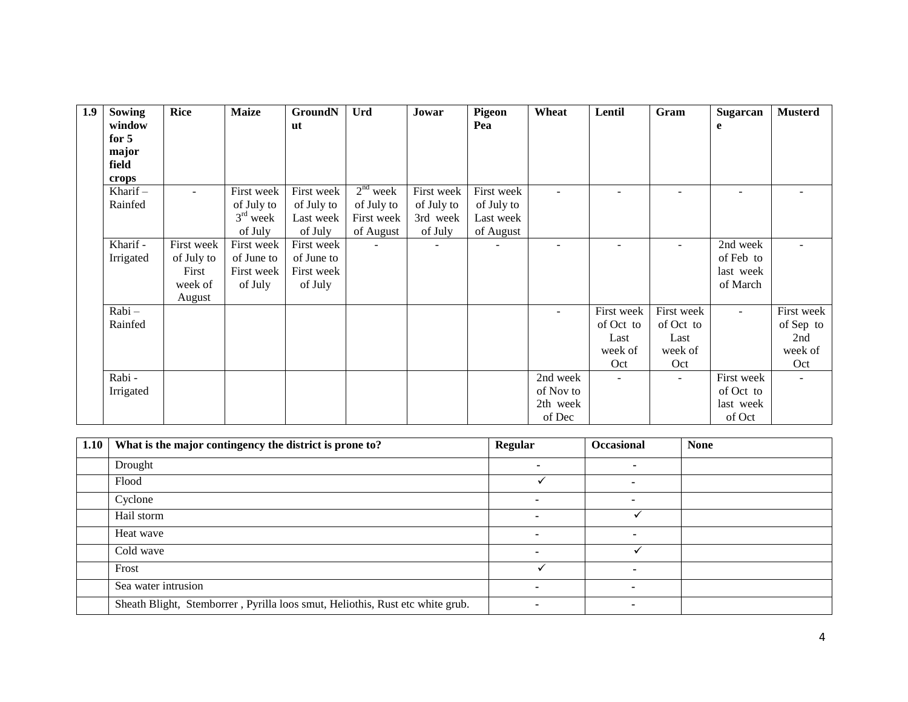| 1.9 | Sowing window for 5 major field crops | Rice | Maize | GroundNut | Urd | Jowar | Pigeon Pea | Wheat | Lentil | Gram | Sugarcane | Musterd |
|---|---|---|---|---|---|---|---|---|---|---|---|---|
| | Kharif – Rainfed | - | First week of July to 3rd week of July | First week of July to Last week of July | 2nd week of July to First week of August | First week of July to 3rd week of July | First week of July to Last week of August | - | - | - | - | - |
| | Kharif - Irrigated | First week of July to First week of August | First week of June to First week of July | First week of June to First week of July | - | - | - | - | - | - | 2nd week of Feb to last week of March | - |
| | Rabi – Rainfed | | | | | | | - | First week of Oct to Last week of Oct | First week of Oct to Last week of Oct | - | First week of Sep to 2nd week of Oct |
| | Rabi - Irrigated | | | | | | | 2nd week of Nov to 2th week of Dec | - | - | First week of Oct to last week of Oct | - |

| 1.10 | What is the major contingency the district is prone to? | Regular | Occasional | None |
|---|---|---|---|---|
| | Drought | - | - | |
| | Flood | ✓ | - | |
| | Cyclone | - | - | |
| | Hail storm | - | ✓ | |
| | Heat wave | - | - | |
| | Cold wave | - | ✓ | |
| | Frost | ✓ | - | |
| | Sea water intrusion | - | - | |
| | Sheath Blight, Stemborrer , Pyrilla loos smut, Heliothis, Rust etc white grub. | - | - | |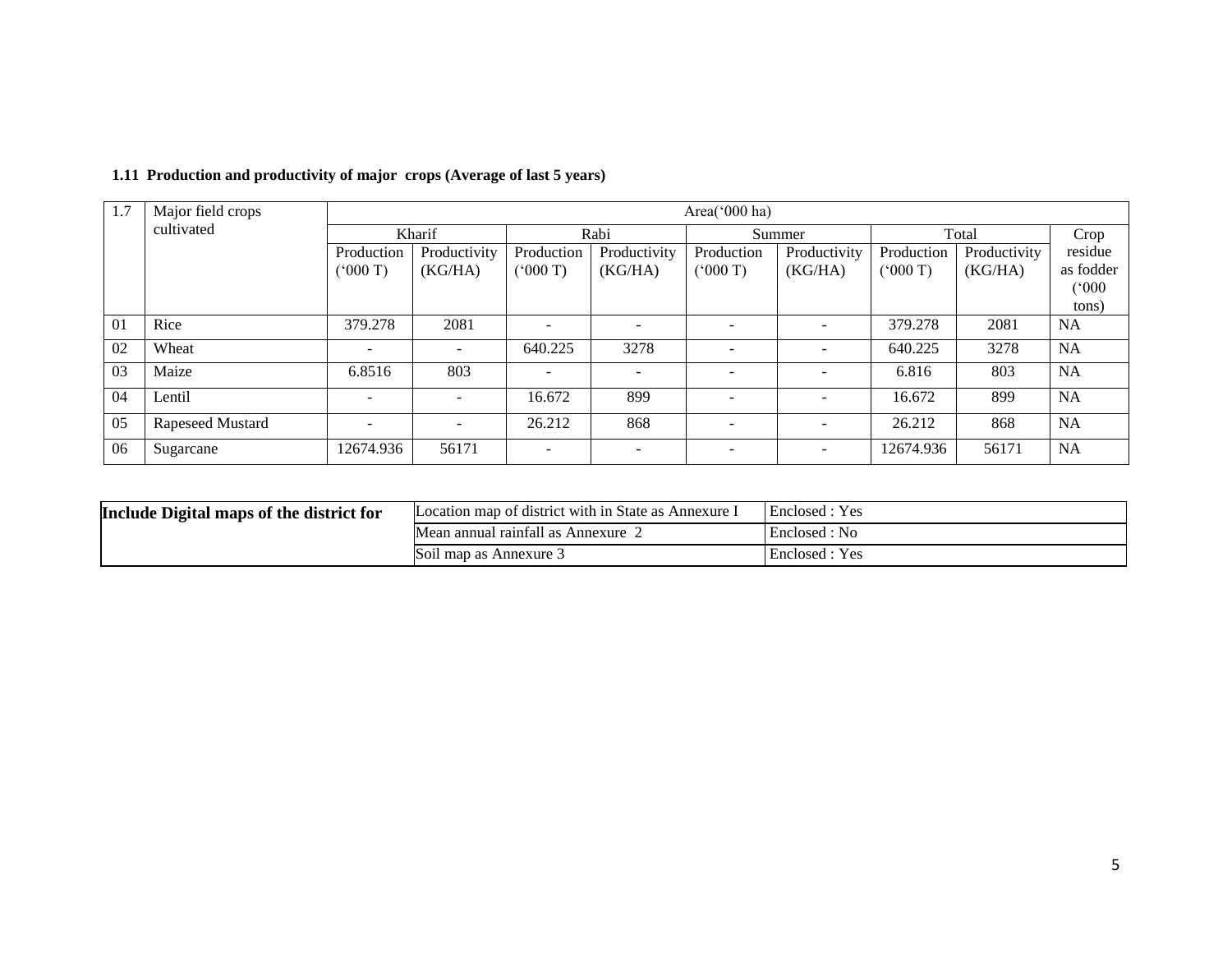**1.11 Production and productivity of major crops (Average of last 5 years)**

| 1.7 | Major field crops cultivated | Area('000 ha) | | | | | | | | |
|---|---|---|---|---|---|---|---|---|---|---|
| | | Kharif | | Rabi | | Summer | | Total | | Crop residue as fodder ('000 tons) |
| | | Production ('000 T) | Productivity (KG/HA) | Production ('000 T) | Productivity (KG/HA) | Production ('000 T) | Productivity (KG/HA) | Production ('000 T) | Productivity (KG/HA) | |
| 01 | Rice | 379.278 | 2081 | - | - | - | - | 379.278 | 2081 | NA |
| 02 | Wheat | - | - | 640.225 | 3278 | - | - | 640.225 | 3278 | NA |
| 03 | Maize | 6.8516 | 803 | - | - | - | - | 6.816 | 803 | NA |
| 04 | Lentil | - | - | 16.672 | 899 | - | - | 16.672 | 899 | NA |
| 05 | Rapeseed Mustard | - | - | 26.212 | 868 | - | - | 26.212 | 868 | NA |
| 06 | Sugarcane | 12674.936 | 56171 | - | - | - | - | 12674.936 | 56171 | NA |

| **Include Digital maps of the district for** | Location map of district with in State as Annexure I | Enclosed : Yes |
|---|---|---|
| | Mean annual rainfall as Annexure 2 | Enclosed : No |
| | Soil map as Annexure 3 | Enclosed : Yes |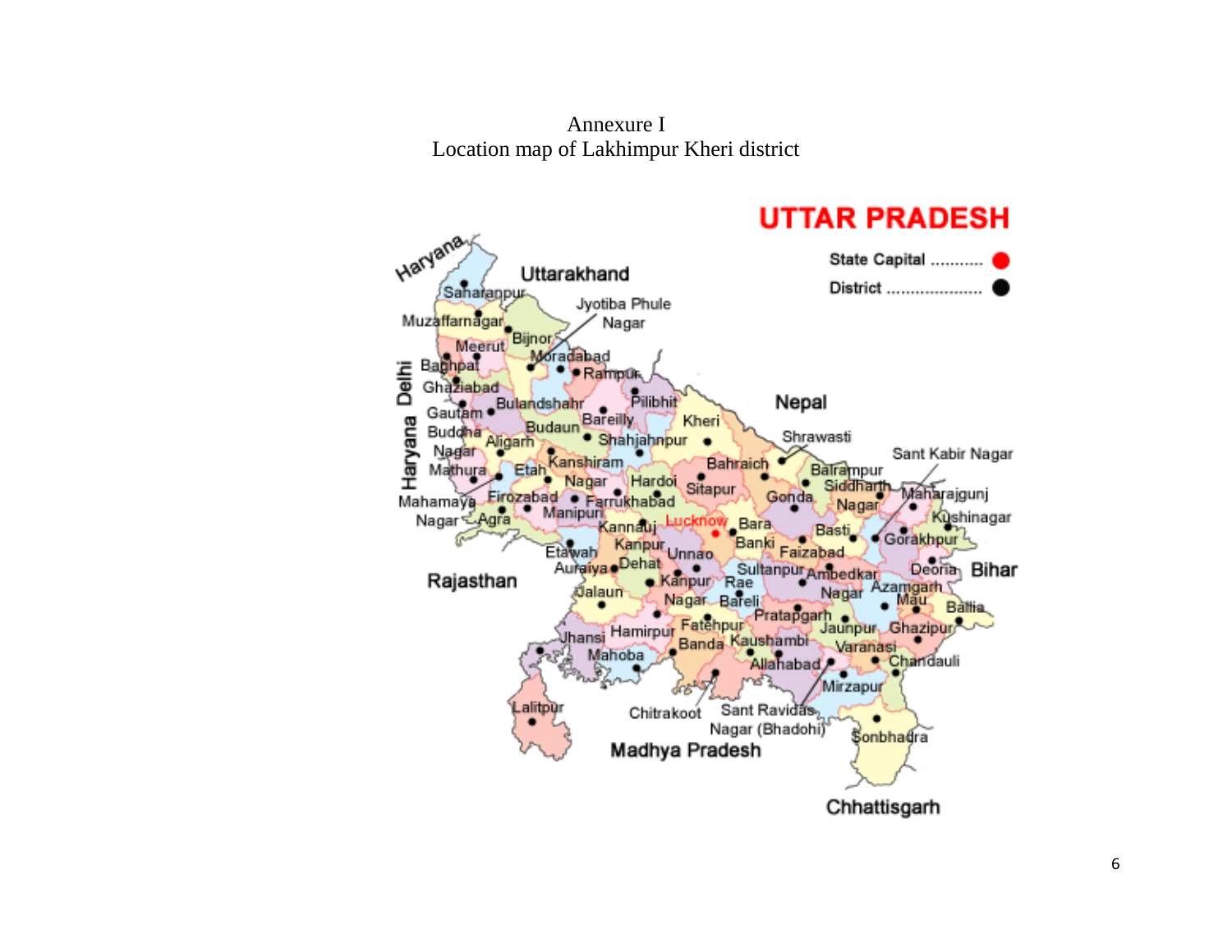Annexure I

Location map of Lakhimpur Kheri district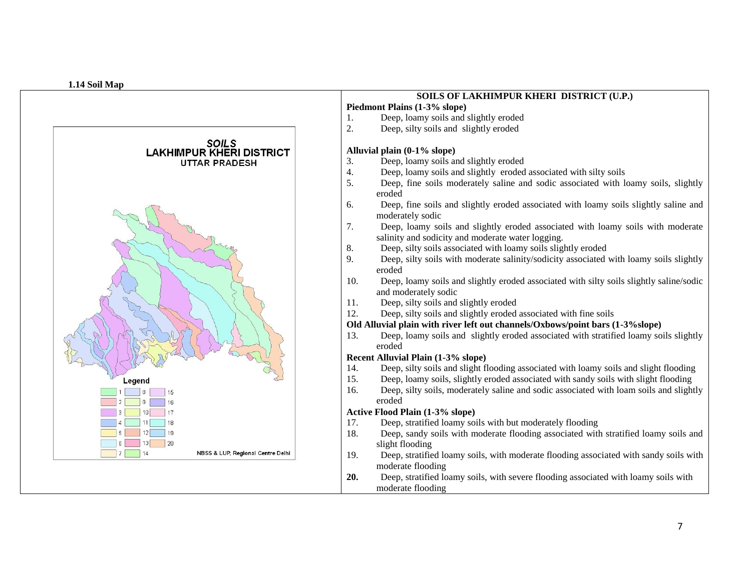### 1.14 Soil Map

SOILS
LAKHIMPUR KHERI DISTRICT
UTTAR PRADESH

Legend

1, 2, 3, 4, 5, 6, 7, 8, 9, 10, 11, 12, 13, 14, 15, 16, 17, 18, 19, 20

NBSS & LUP, Regional Centre Delhi

**SOILS OF LAKHIMPUR KHERI DISTRICT (U.P.)**

**Piedmont Plains (1-3% slope)**

1. Deep, loamy soils and slightly eroded
2. Deep, silty soils and slightly eroded

**Alluvial plain (0-1% slope)**

3. Deep, loamy soils and slightly eroded
4. Deep, loamy soils and slightly eroded associated with silty soils
5. Deep, fine soils moderately saline and sodic associated with loamy soils, slightly eroded
6. Deep, fine soils and slightly eroded associated with loamy soils slightly saline and moderately sodic
7. Deep, loamy soils and slightly eroded associated with loamy soils with moderate salinity and sodicity and moderate water logging.
8. Deep, silty soils associated with loamy soils slightly eroded
9. Deep, silty soils with moderate salinity/sodicity associated with loamy soils slightly eroded
10. Deep, loamy soils and slightly eroded associated with silty soils slightly saline/sodic and moderately sodic
11. Deep, silty soils and slightly eroded
12. Deep, silty soils and slightly eroded associated with fine soils

**Old Alluvial plain with river left out channels/Oxbows/point bars (1-3%slope)**

13. Deep, loamy soils and slightly eroded associated with stratified loamy soils slightly eroded

**Recent Alluvial Plain (1-3% slope)**

14. Deep, silty soils and slight flooding associated with loamy soils and slight flooding
15. Deep, loamy soils, slightly eroded associated with sandy soils with slight flooding
16. Deep, silty soils, moderately saline and sodic associated with loam soils and slightly eroded

**Active Flood Plain (1-3% slope)**

17. Deep, stratified loamy soils with but moderately flooding
18. Deep, sandy soils with moderate flooding associated with stratified loamy soils and slight flooding
19. Deep, stratified loamy soils, with moderate flooding associated with sandy soils with moderate flooding
20. Deep, stratified loamy soils, with severe flooding associated with loamy soils with moderate flooding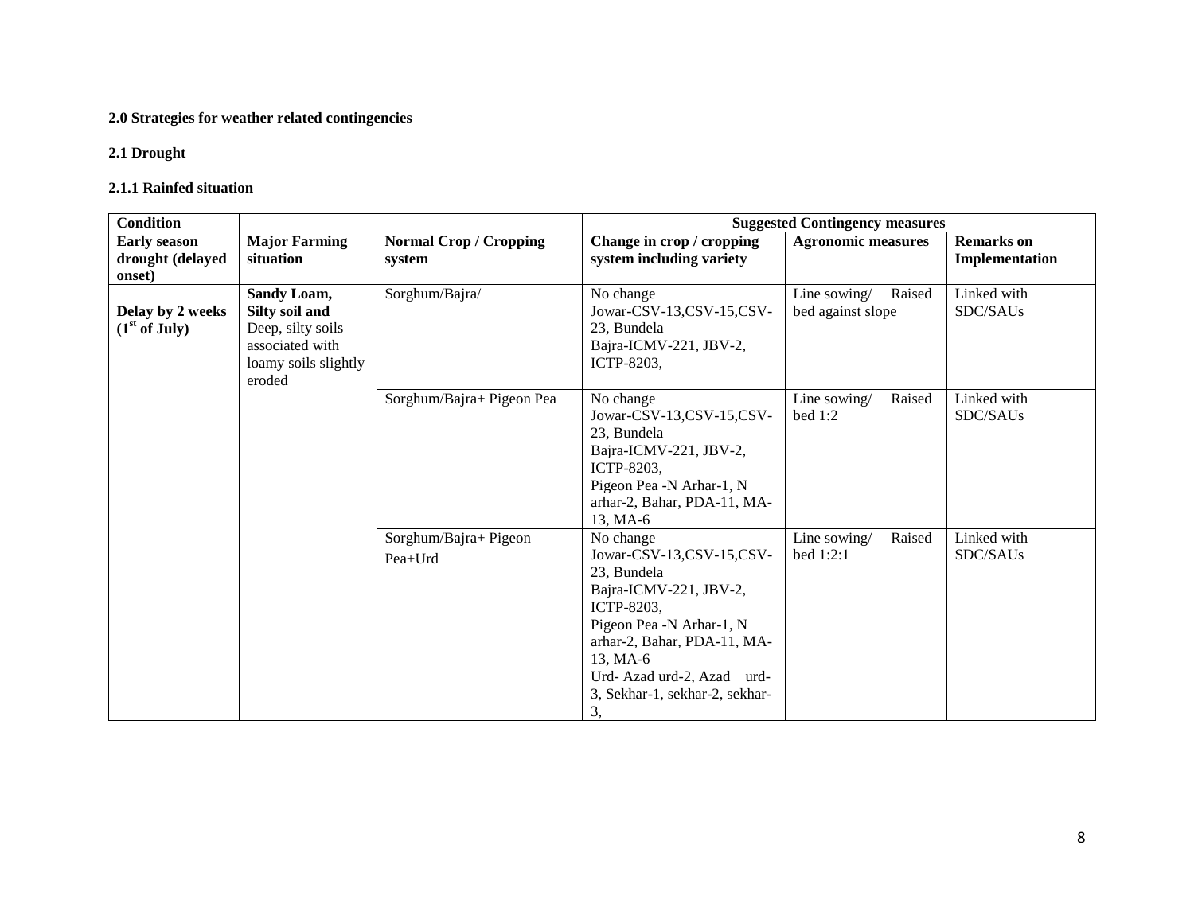**2.0 Strategies for weather related contingencies**

**2.1 Drought**

**2.1.1 Rainfed situation**

| **Condition** | | | **Suggested Contingency measures** | | |
|---|---|---|---|---|---|
| **Early season drought (delayed onset)** | **Major Farming situation** | **Normal Crop / Cropping system** | **Change in crop / cropping system including variety** | **Agronomic measures** | **Remarks on Implementation** |
| **Delay by 2 weeks (1st of July)** | **Sandy Loam, Silty soil and** Deep, silty soils associated with loamy soils slightly eroded | Sorghum/Bajra/ | No change Jowar-CSV-13,CSV-15,CSV-23, Bundela Bajra-ICMV-221, JBV-2, ICTP-8203, | Line sowing/ Raised bed against slope | Linked with SDC/SAUs |
| | | Sorghum/Bajra+ Pigeon Pea | No change Jowar-CSV-13,CSV-15,CSV-23, Bundela Bajra-ICMV-221, JBV-2, ICTP-8203, Pigeon Pea -N Arhar-1, N arhar-2, Bahar, PDA-11, MA-13, MA-6 | Line sowing/ Raised bed 1:2 | Linked with SDC/SAUs |
| | | Sorghum/Bajra+ Pigeon Pea+Urd | No change Jowar-CSV-13,CSV-15,CSV-23, Bundela Bajra-ICMV-221, JBV-2, ICTP-8203, Pigeon Pea -N Arhar-1, N arhar-2, Bahar, PDA-11, MA-13, MA-6 Urd- Azad urd-2, Azad urd-3, Sekhar-1, sekhar-2, sekhar-3, | Line sowing/ Raised bed 1:2:1 | Linked with SDC/SAUs |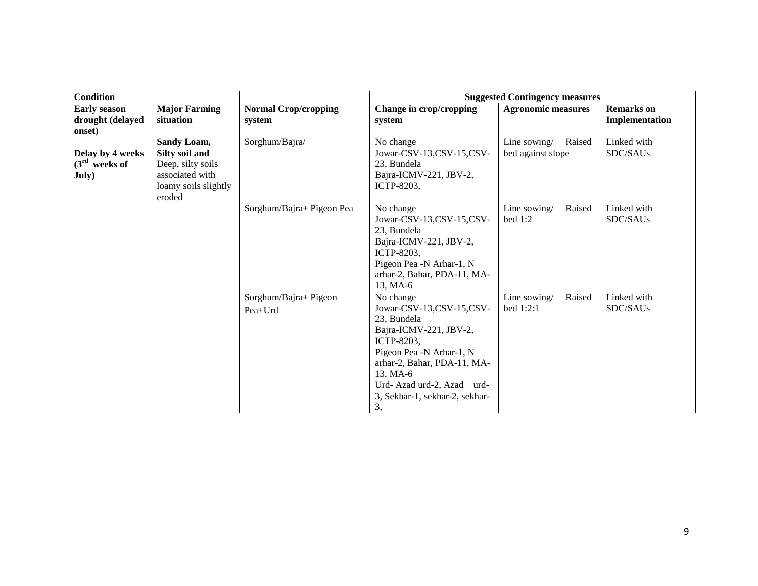| Condition | | | Suggested Contingency measures | | |
|---|---|---|---|---|---|
| **Early season drought (delayed onset)** | **Major Farming situation** | **Normal Crop/cropping system** | **Change in crop/cropping system** | **Agronomic measures** | **Remarks on Implementation** |
| **Delay by 4 weeks (3rd weeks of July)** | **Sandy Loam, Silty soil and** Deep, silty soils associated with loamy soils slightly eroded | Sorghum/Bajra/ | No change Jowar-CSV-13,CSV-15,CSV-23, Bundela Bajra-ICMV-221, JBV-2, ICTP-8203, | Line sowing/ Raised bed against slope | Linked with SDC/SAUs |
| | | Sorghum/Bajra+ Pigeon Pea | No change Jowar-CSV-13,CSV-15,CSV-23, Bundela Bajra-ICMV-221, JBV-2, ICTP-8203, Pigeon Pea -N Arhar-1, N arhar-2, Bahar, PDA-11, MA-13, MA-6 | Line sowing/ Raised bed 1:2 | Linked with SDC/SAUs |
| | | Sorghum/Bajra+ Pigeon Pea+Urd | No change Jowar-CSV-13,CSV-15,CSV-23, Bundela Bajra-ICMV-221, JBV-2, ICTP-8203, Pigeon Pea -N Arhar-1, N arhar-2, Bahar, PDA-11, MA-13, MA-6 Urd- Azad urd-2, Azad urd-3, Sekhar-1, sekhar-2, sekhar-3, | Line sowing/ Raised bed 1:2:1 | Linked with SDC/SAUs |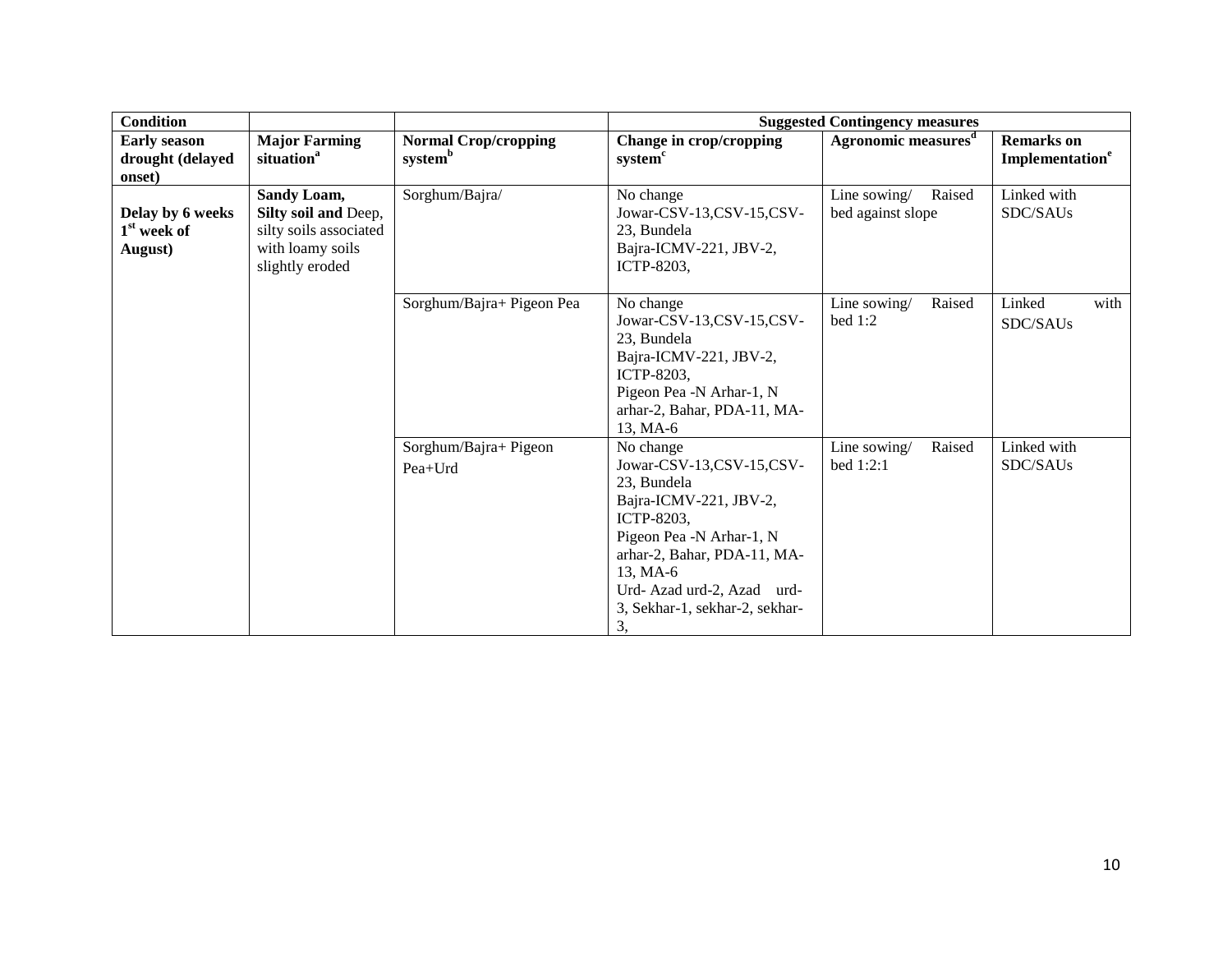| Condition | | | Suggested Contingency measures | | |
|---|---|---|---|---|---|
| **Early season drought (delayed onset)** | **Major Farming situation**[a] | **Normal Crop/cropping system**[b] | **Change in crop/cropping system**[c] | **Agronomic measures**[d] | **Remarks on Implementation**[e] |
| **Delay by 6 weeks 1st week of August)** | **Sandy Loam, Silty soil and** Deep, silty soils associated with loamy soils slightly eroded | Sorghum/Bajra/ | No change Jowar-CSV-13,CSV-15,CSV-23, Bundela Bajra-ICMV-221, JBV-2, ICTP-8203, | Line sowing/ Raised bed against slope | Linked with SDC/SAUs |
| | | Sorghum/Bajra+ Pigeon Pea | No change Jowar-CSV-13,CSV-15,CSV-23, Bundela Bajra-ICMV-221, JBV-2, ICTP-8203, Pigeon Pea -N Arhar-1, N arhar-2, Bahar, PDA-11, MA-13, MA-6 | Line sowing/ Raised bed 1:2 | Linked with SDC/SAUs |
| | | Sorghum/Bajra+ Pigeon Pea+Urd | No change Jowar-CSV-13,CSV-15,CSV-23, Bundela Bajra-ICMV-221, JBV-2, ICTP-8203, Pigeon Pea -N Arhar-1, N arhar-2, Bahar, PDA-11, MA-13, MA-6 Urd- Azad urd-2, Azad urd-3, Sekhar-1, sekhar-2, sekhar-3, | Line sowing/ Raised bed 1:2:1 | Linked with SDC/SAUs |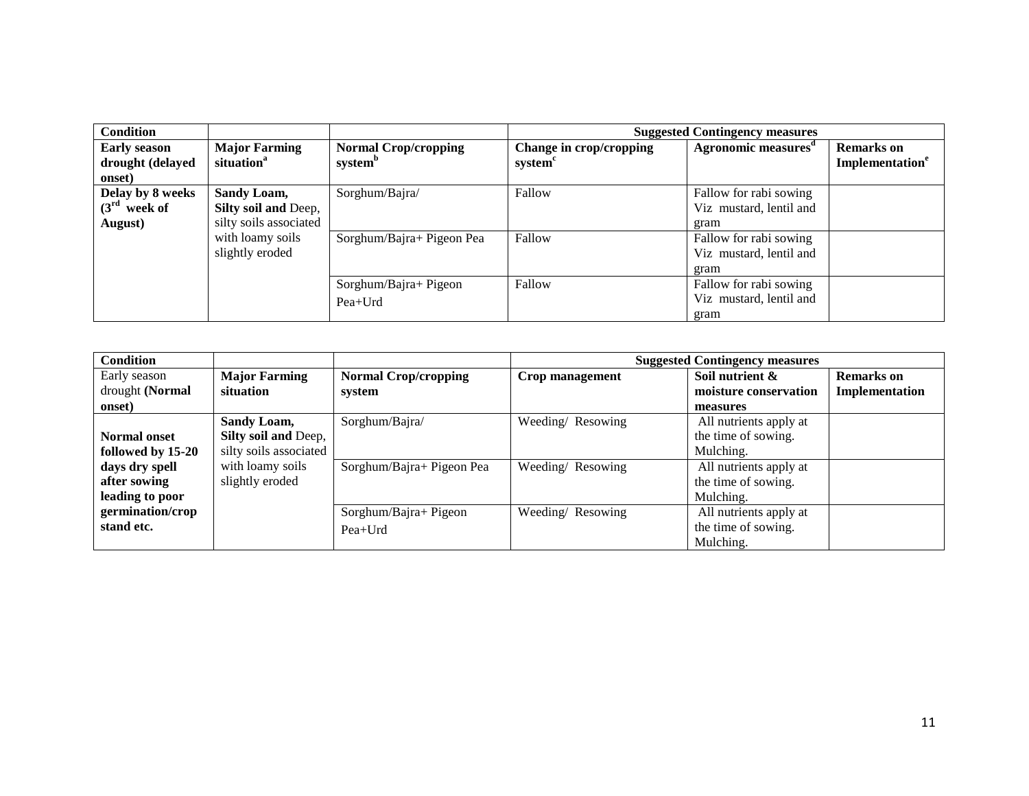| Condition | | | Suggested Contingency measures | | |
|---|---|---|---|---|---|
| **Early season drought (delayed onset)** | **Major Farming situation[a]** | **Normal Crop/cropping system[b]** | **Change in crop/cropping system[c]** | **Agronomic measures[d]** | **Remarks on Implementation[e]** |
| **Delay by 8 weeks (3rd week of August)** | **Sandy Loam, Silty soil and** Deep, silty soils associated with loamy soils slightly eroded | Sorghum/Bajra/ | Fallow | Fallow for rabi sowing Viz mustard, lentil and gram | |
| | | Sorghum/Bajra+ Pigeon Pea | Fallow | Fallow for rabi sowing Viz mustard, lentil and gram | |
| | | Sorghum/Bajra+ Pigeon Pea+Urd | Fallow | Fallow for rabi sowing Viz mustard, lentil and gram | |

| Condition | | | Suggested Contingency measures | | |
|---|---|---|---|---|---|
| Early season drought **(Normal onset)** | **Major Farming situation** | **Normal Crop/cropping system** | **Crop management** | **Soil nutrient & moisture conservation measures** | **Remarks on Implementation** |
| **Normal onset followed by 15-20 days dry spell after sowing leading to poor germination/crop stand etc.** | **Sandy Loam, Silty soil and** Deep, silty soils associated with loamy soils slightly eroded | Sorghum/Bajra/ | Weeding/ Resowing | All nutrients apply at the time of sowing. Mulching. | |
| | | Sorghum/Bajra+ Pigeon Pea | Weeding/ Resowing | All nutrients apply at the time of sowing. Mulching. | |
| | | Sorghum/Bajra+ Pigeon Pea+Urd | Weeding/ Resowing | All nutrients apply at the time of sowing. Mulching. | |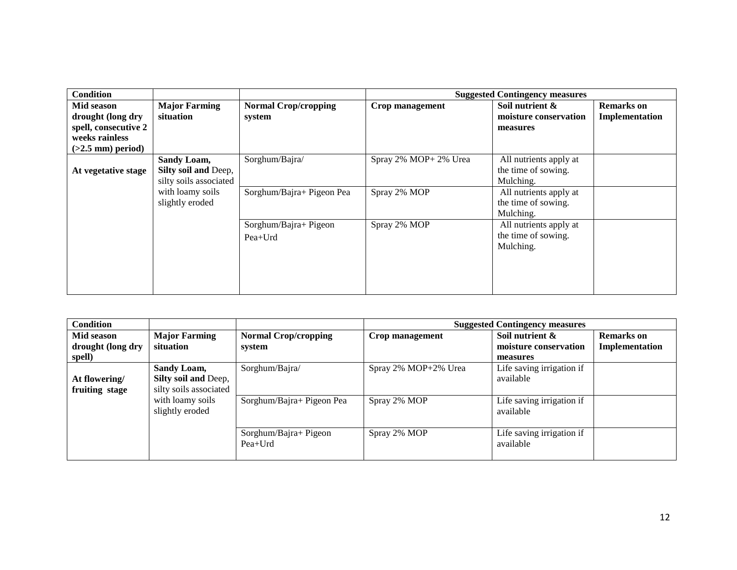| Condition | | | Suggested Contingency measures | | |
|---|---|---|---|---|---|
| **Mid season drought (long dry spell, consecutive 2 weeks rainless (>2.5 mm) period)** | **Major Farming situation** | **Normal Crop/cropping system** | **Crop management** | **Soil nutrient & moisture conservation measures** | **Remarks on Implementation** |
| **At vegetative stage** | **Sandy Loam, Silty soil and** Deep, silty soils associated with loamy soils slightly eroded | Sorghum/Bajra/ | Spray 2% MOP+ 2% Urea | All nutrients apply at the time of sowing. Mulching. | |
| | | Sorghum/Bajra+ Pigeon Pea | Spray 2% MOP | All nutrients apply at the time of sowing. Mulching. | |
| | | Sorghum/Bajra+ Pigeon Pea+Urd | Spray 2% MOP | All nutrients apply at the time of sowing. Mulching. | |

| Condition | | | Suggested Contingency measures | | |
|---|---|---|---|---|---|
| **Mid season drought (long dry spell)** | **Major Farming situation** | **Normal Crop/cropping system** | **Crop management** | **Soil nutrient & moisture conservation measures** | **Remarks on Implementation** |
| **At flowering/ fruiting stage** | **Sandy Loam, Silty soil and** Deep, silty soils associated with loamy soils slightly eroded | Sorghum/Bajra/ | Spray 2% MOP+2% Urea | Life saving irrigation if available | |
| | | Sorghum/Bajra+ Pigeon Pea | Spray 2% MOP | Life saving irrigation if available | |
| | | Sorghum/Bajra+ Pigeon Pea+Urd | Spray 2% MOP | Life saving irrigation if available | |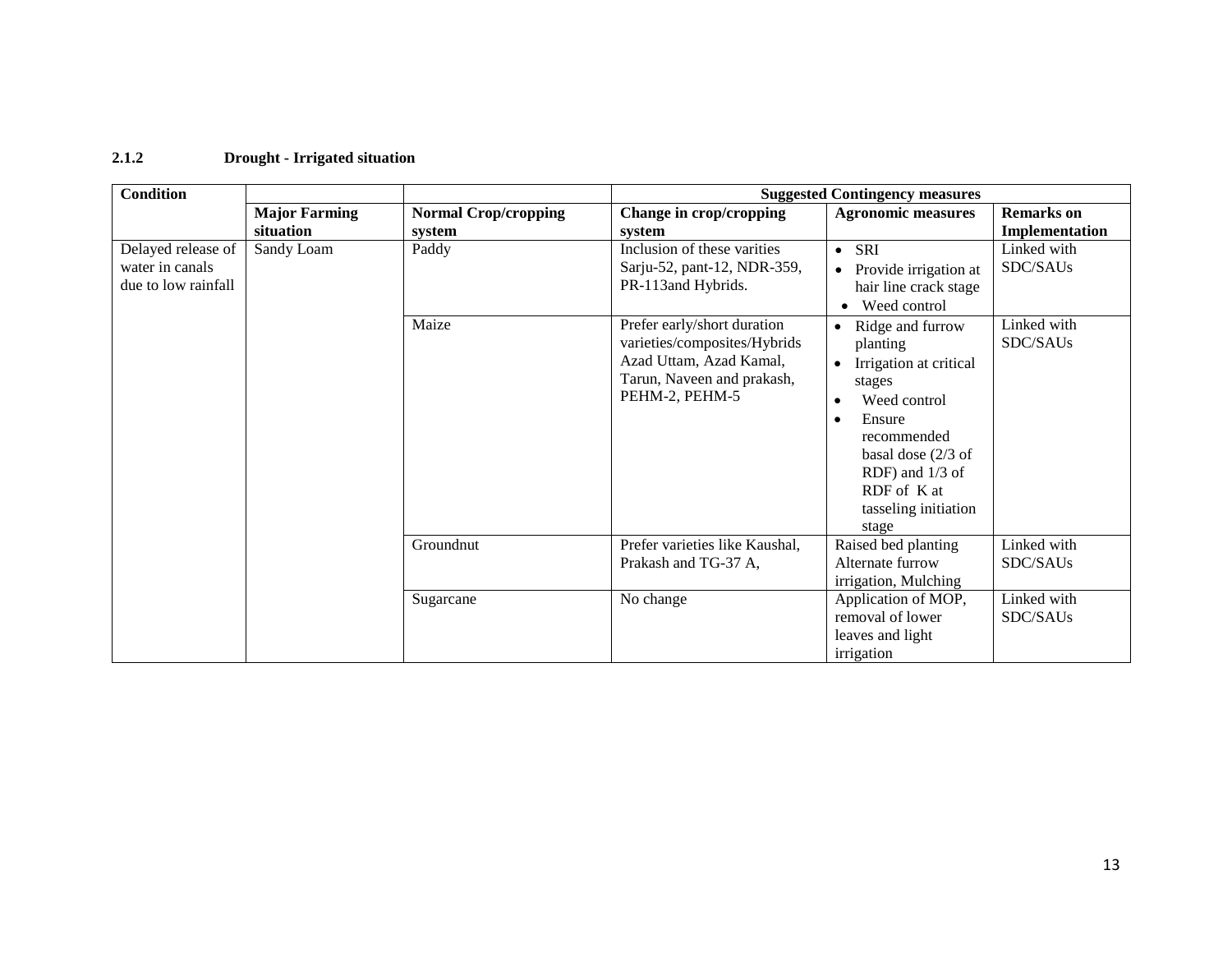### 2.1.2 Drought - Irrigated situation

| Condition | | | Suggested Contingency measures | | |
|---|---|---|---|---|---|
| | Major Farming situation | Normal Crop/cropping system | Change in crop/cropping system | Agronomic measures | Remarks on Implementation |
| Delayed release of water in canals due to low rainfall | Sandy Loam | Paddy | Inclusion of these varities Sarju-52, pant-12, NDR-359, PR-113and Hybrids. | • SRI<br>• Provide irrigation at hair line crack stage<br>• Weed control | Linked with SDC/SAUs |
| | | Maize | Prefer early/short duration varieties/composites/Hybrids Azad Uttam, Azad Kamal, Tarun, Naveen and prakash, PEHM-2, PEHM-5 | • Ridge and furrow planting<br>• Irrigation at critical stages<br>• Weed control<br>• Ensure recommended basal dose (2/3 of RDF) and 1/3 of RDF of K at tasseling initiation stage | Linked with SDC/SAUs |
| | | Groundnut | Prefer varieties like Kaushal, Prakash and TG-37 A, | Raised bed planting Alternate furrow irrigation, Mulching | Linked with SDC/SAUs |
| | | Sugarcane | No change | Application of MOP, removal of lower leaves and light irrigation | Linked with SDC/SAUs |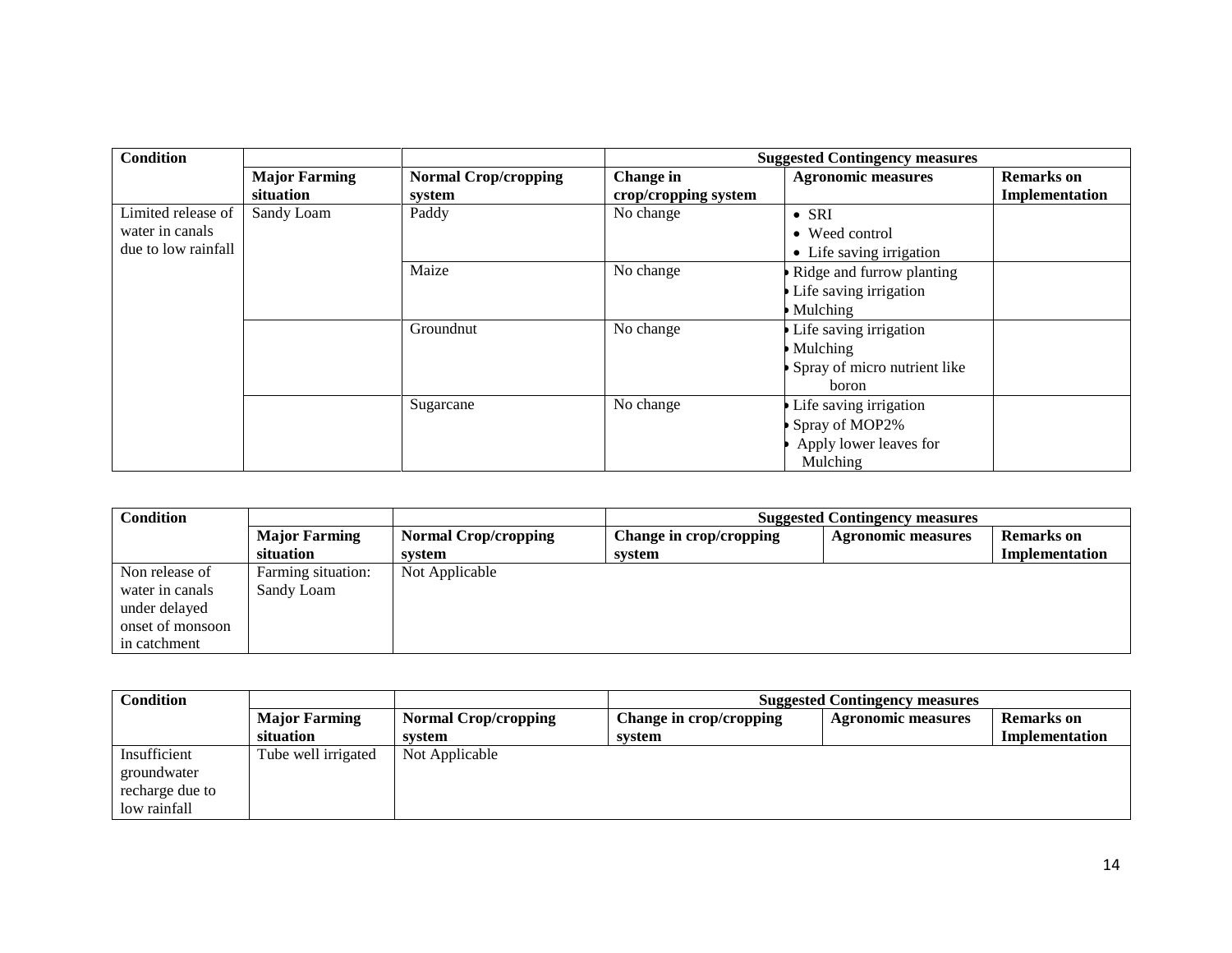| Condition | | | Suggested Contingency measures | | |
|---|---|---|---|---|---|
| | Major Farming situation | Normal Crop/cropping system | Change in crop/cropping system | Agronomic measures | Remarks on Implementation |
| Limited release of water in canals due to low rainfall | Sandy Loam | Paddy | No change | • SRI<br>• Weed control<br>• Life saving irrigation | |
| | | Maize | No change | • Ridge and furrow planting<br>• Life saving irrigation<br>• Mulching | |
| | | Groundnut | No change | • Life saving irrigation<br>• Mulching<br>• Spray of micro nutrient like boron | |
| | | Sugarcane | No change | • Life saving irrigation<br>• Spray of MOP2%<br>• Apply lower leaves for Mulching | |

| Condition | | | Suggested Contingency measures | | |
|---|---|---|---|---|---|
| | Major Farming situation | Normal Crop/cropping system | Change in crop/cropping system | Agronomic measures | Remarks on Implementation |
| Non release of water in canals under delayed onset of monsoon in catchment | Farming situation: Sandy Loam | Not Applicable | | | |

| Condition | | | Suggested Contingency measures | | |
|---|---|---|---|---|---|
| | Major Farming situation | Normal Crop/cropping system | Change in crop/cropping system | Agronomic measures | Remarks on Implementation |
| Insufficient groundwater recharge due to low rainfall | Tube well irrigated | Not Applicable | | | |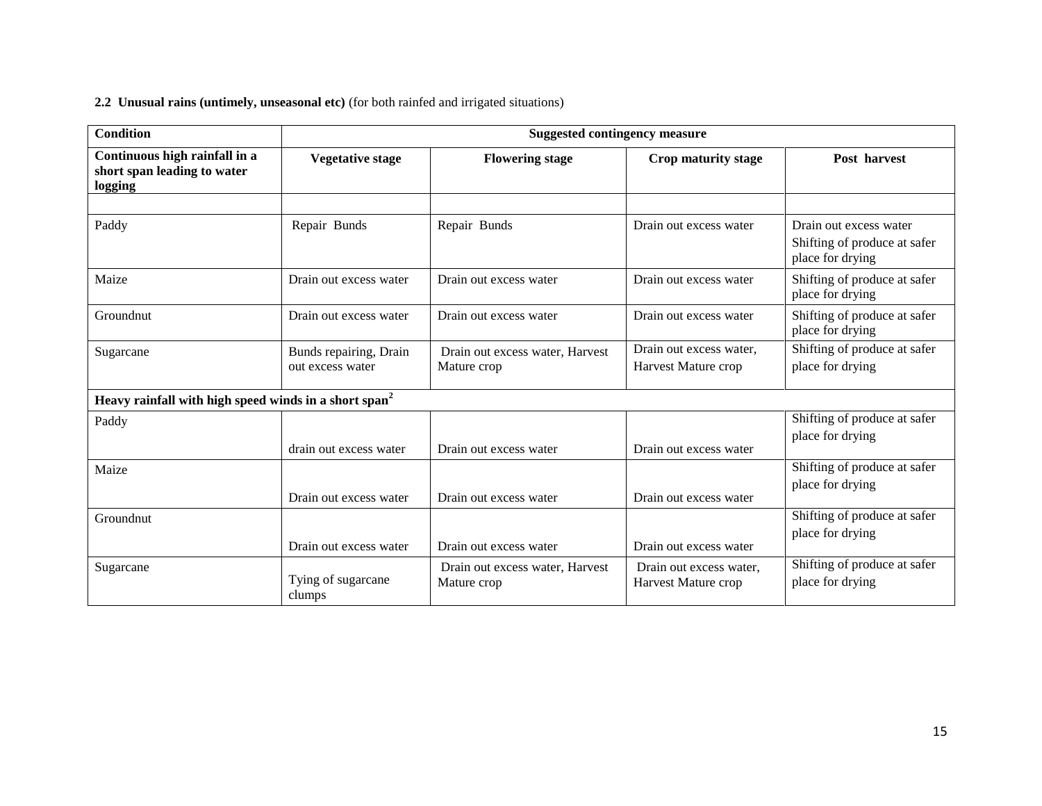**2.2 Unusual rains (untimely, unseasonal etc)** (for both rainfed and irrigated situations)

| Condition | Suggested contingency measure | | | |
|---|---|---|---|---|
| **Continuous high rainfall in a short span leading to water logging** | **Vegetative stage** | **Flowering stage** | **Crop maturity stage** | **Post harvest** |
| | | | | |
| Paddy | Repair Bunds | Repair Bunds | Drain out excess water | Drain out excess water<br>Shifting of produce at safer place for drying |
| Maize | Drain out excess water | Drain out excess water | Drain out excess water | Shifting of produce at safer place for drying |
| Groundnut | Drain out excess water | Drain out excess water | Drain out excess water | Shifting of produce at safer place for drying |
| Sugarcane | Bunds repairing, Drain out excess water | Drain out excess water, Harvest Mature crop | Drain out excess water, Harvest Mature crop | Shifting of produce at safer place for drying |
| **Heavy rainfall with high speed winds in a short span[2]** | | | | |
| Paddy | drain out excess water | Drain out excess water | Drain out excess water | Shifting of produce at safer place for drying |
| Maize | Drain out excess water | Drain out excess water | Drain out excess water | Shifting of produce at safer place for drying |
| Groundnut | Drain out excess water | Drain out excess water | Drain out excess water | Shifting of produce at safer place for drying |
| Sugarcane | Tying of sugarcane clumps | Drain out excess water, Harvest Mature crop | Drain out excess water, Harvest Mature crop | Shifting of produce at safer place for drying |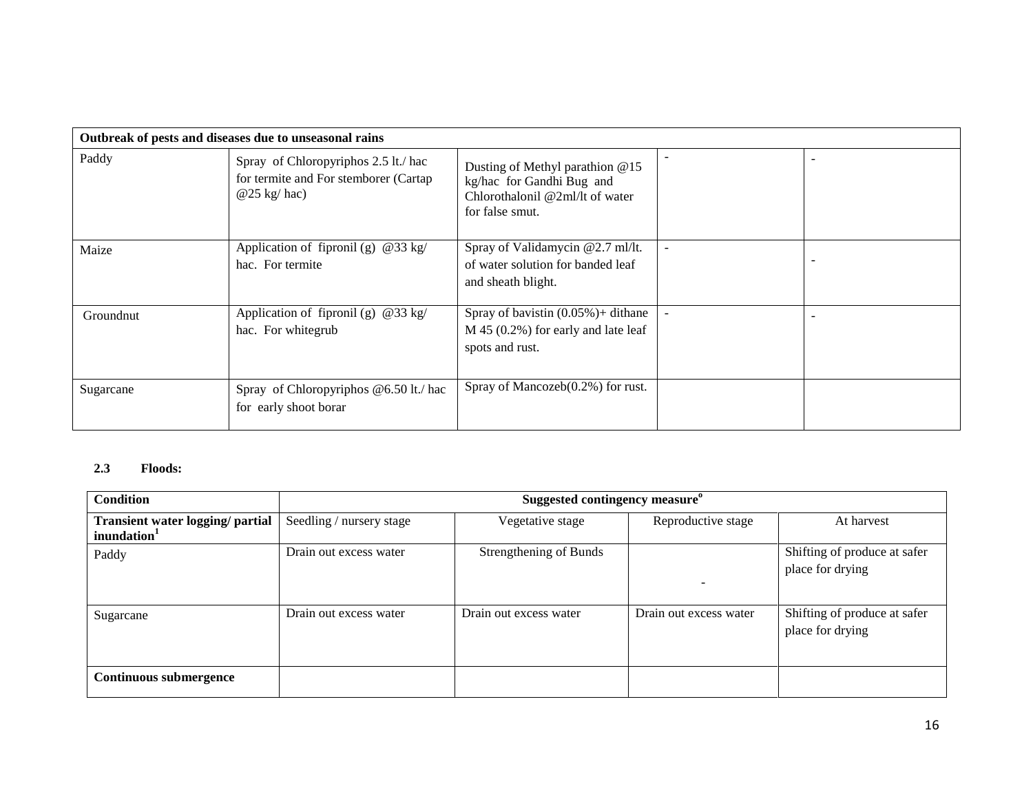| Outbreak of pests and diseases due to unseasonal rains | | | | |
|---|---|---|---|---|
| Paddy | Spray of Chloropyriphos 2.5 lt./ hac for termite and For stemborer (Cartap @25 kg/ hac) | Dusting of Methyl parathion @15 kg/hac for Gandhi Bug and Chlorothalonil @2ml/lt of water for false smut. | - | - |
| Maize | Application of fipronil (g) @33 kg/ hac. For termite | Spray of Validamycin @2.7 ml/lt. of water solution for banded leaf and sheath blight. | - | - |
| Groundnut | Application of fipronil (g) @33 kg/ hac. For whitegrub | Spray of bavistin (0.05%)+ dithane M 45 (0.2%) for early and late leaf spots and rust. | - | - |
| Sugarcane | Spray of Chloropyriphos @6.50 lt./ hac for early shoot borar | Spray of Mancozeb(0.2%) for rust. | | |

**2.3 Floods:**

| Condition | Suggested contingency measure[o] | | | |
|---|---|---|---|---|
| **Transient water logging/ partial inundation[1]** | Seedling / nursery stage | Vegetative stage | Reproductive stage | At harvest |
| Paddy | Drain out excess water | Strengthening of Bunds | - | Shifting of produce at safer place for drying |
| Sugarcane | Drain out excess water | Drain out excess water | Drain out excess water | Shifting of produce at safer place for drying |
| **Continuous submergence** | | | | |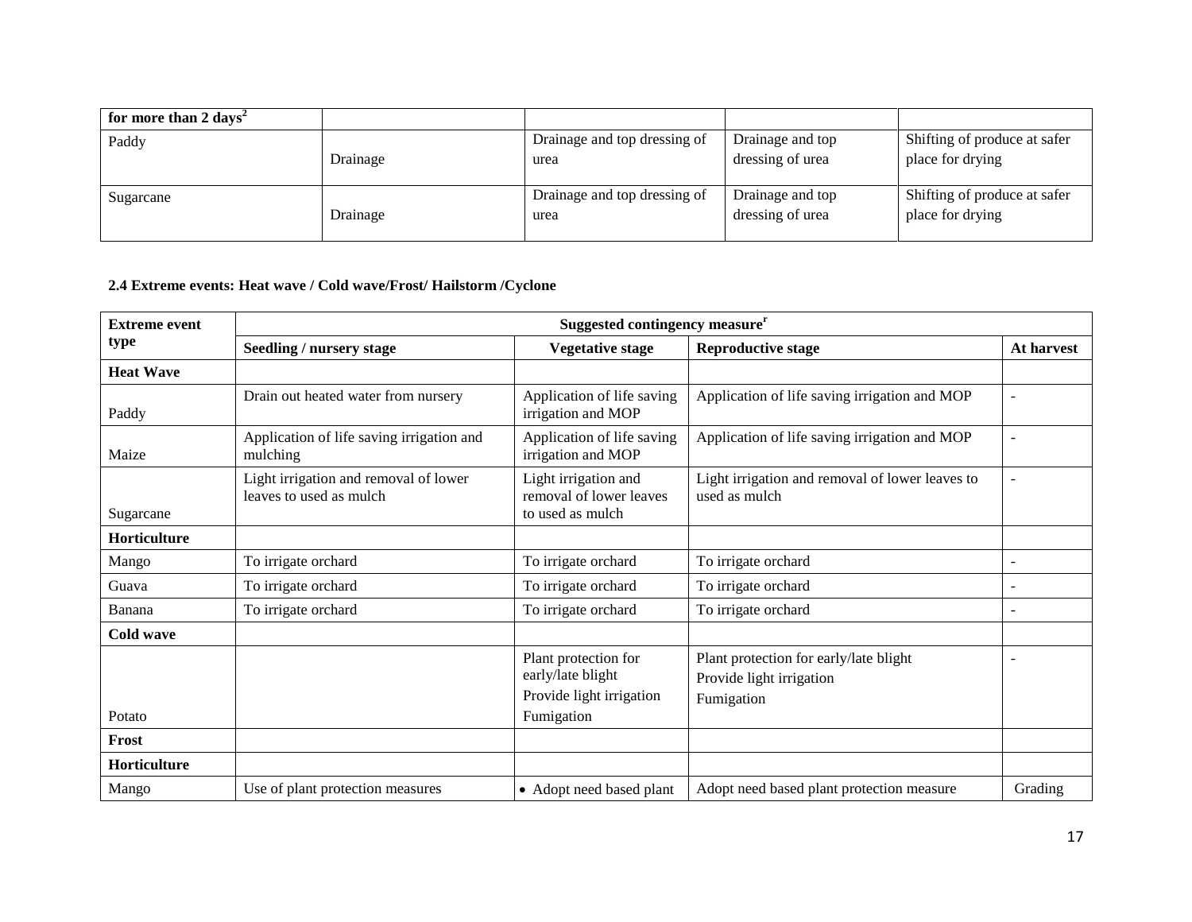| for more than 2 days[2] | | | | |
|---|---|---|---|---|
| Paddy | Drainage | Drainage and top dressing of urea | Drainage and top dressing of urea | Shifting of produce at safer place for drying |
| Sugarcane | Drainage | Drainage and top dressing of urea | Drainage and top dressing of urea | Shifting of produce at safer place for drying |

**2.4 Extreme events: Heat wave / Cold wave/Frost/ Hailstorm /Cyclone**

| Extreme event type | Suggested contingency measure[r] | | | |
|---|---|---|---|---|
| | Seedling / nursery stage | Vegetative stage | Reproductive stage | At harvest |
| **Heat Wave** | | | | |
| Paddy | Drain out heated water from nursery | Application of life saving irrigation and MOP | Application of life saving irrigation and MOP | - |
| Maize | Application of life saving irrigation and mulching | Application of life saving irrigation and MOP | Application of life saving irrigation and MOP | - |
| Sugarcane | Light irrigation and removal of lower leaves to used as mulch | Light irrigation and removal of lower leaves to used as mulch | Light irrigation and removal of lower leaves to used as mulch | - |
| **Horticulture** | | | | |
| Mango | To irrigate orchard | To irrigate orchard | To irrigate orchard | - |
| Guava | To irrigate orchard | To irrigate orchard | To irrigate orchard | - |
| Banana | To irrigate orchard | To irrigate orchard | To irrigate orchard | - |
| **Cold wave** | | | | |
| Potato | | Plant protection for early/late blight<br>Provide light irrigation<br>Fumigation | Plant protection for early/late blight<br>Provide light irrigation<br>Fumigation | - |
| **Frost** | | | | |
| **Horticulture** | | | | |
| Mango | Use of plant protection measures | • Adopt need based plant | Adopt need based plant protection measure | Grading |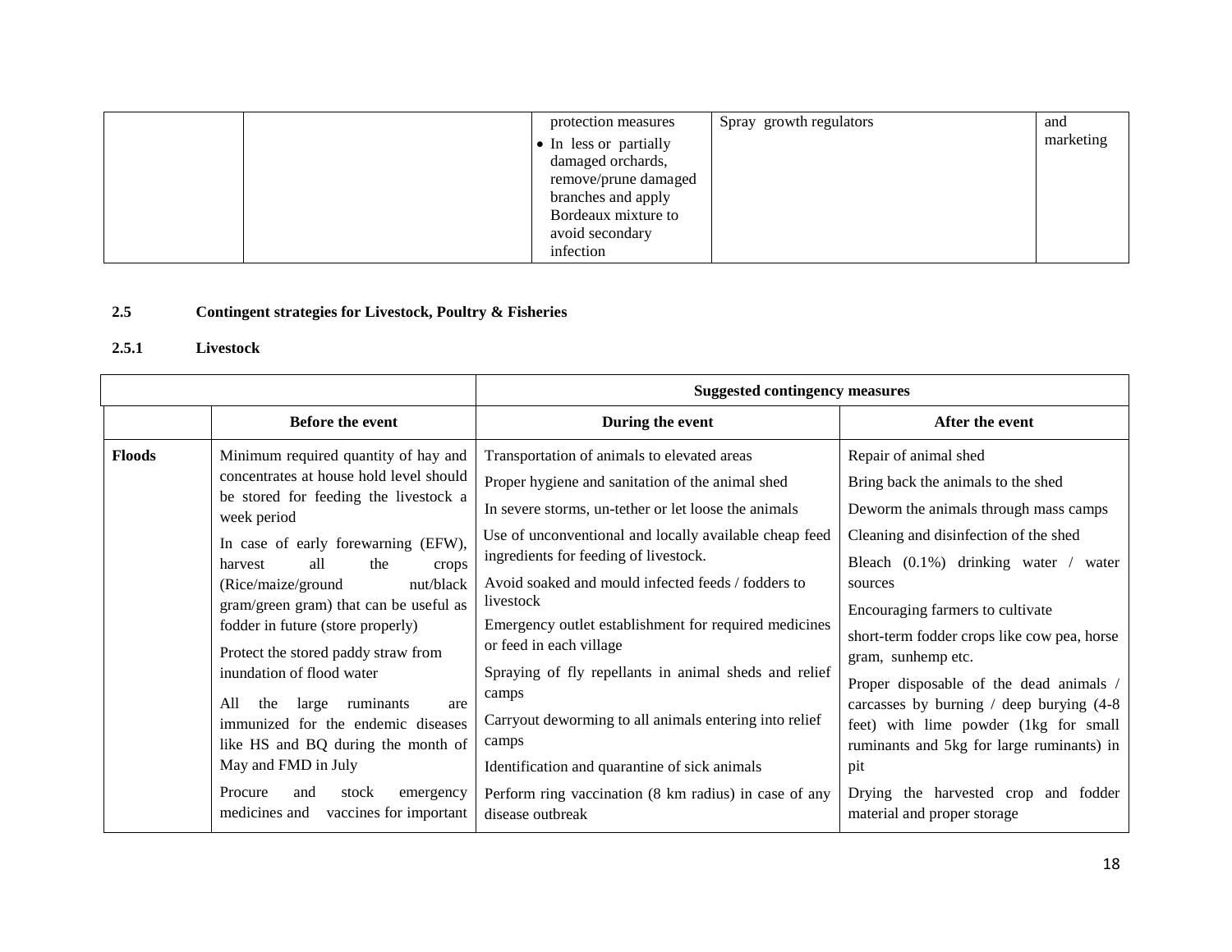|  |  | protection measures<br>• In less or partially damaged orchards, remove/prune damaged branches and apply Bordeaux mixture to avoid secondary infection | Spray growth regulators | and marketing |
|---|---|---|---|---|

## 2.5 Contingent strategies for Livestock, Poultry & Fisheries

### 2.5.1 Livestock

|  | Suggested contingency measures | | |
|---|---|---|---|
|  | **Before the event** | **During the event** | **After the event** |
| **Floods** | Minimum required quantity of hay and concentrates at house hold level should be stored for feeding the livestock a week period<br>In case of early forewarning (EFW), harvest all the crops (Rice/maize/ground nut/black gram/green gram) that can be useful as fodder in future (store properly)<br>Protect the stored paddy straw from inundation of flood water<br>All the large ruminants are immunized for the endemic diseases like HS and BQ during the month of May and FMD in July<br>Procure and stock emergency medicines and vaccines for important | Transportation of animals to elevated areas<br>Proper hygiene and sanitation of the animal shed<br>In severe storms, un-tether or let loose the animals<br>Use of unconventional and locally available cheap feed ingredients for feeding of livestock.<br>Avoid soaked and mould infected feeds / fodders to livestock<br>Emergency outlet establishment for required medicines or feed in each village<br>Spraying of fly repellants in animal sheds and relief camps<br>Carryout deworming to all animals entering into relief camps<br>Identification and quarantine of sick animals<br>Perform ring vaccination (8 km radius) in case of any disease outbreak | Repair of animal shed<br>Bring back the animals to the shed<br>Deworm the animals through mass camps<br>Cleaning and disinfection of the shed<br>Bleach (0.1%) drinking water / water sources<br>Encouraging farmers to cultivate<br>short-term fodder crops like cow pea, horse gram, sunhemp etc.<br>Proper disposable of the dead animals / carcasses by burning / deep burying (4-8 feet) with lime powder (1kg for small ruminants and 5kg for large ruminants) in pit<br>Drying the harvested crop and fodder material and proper storage |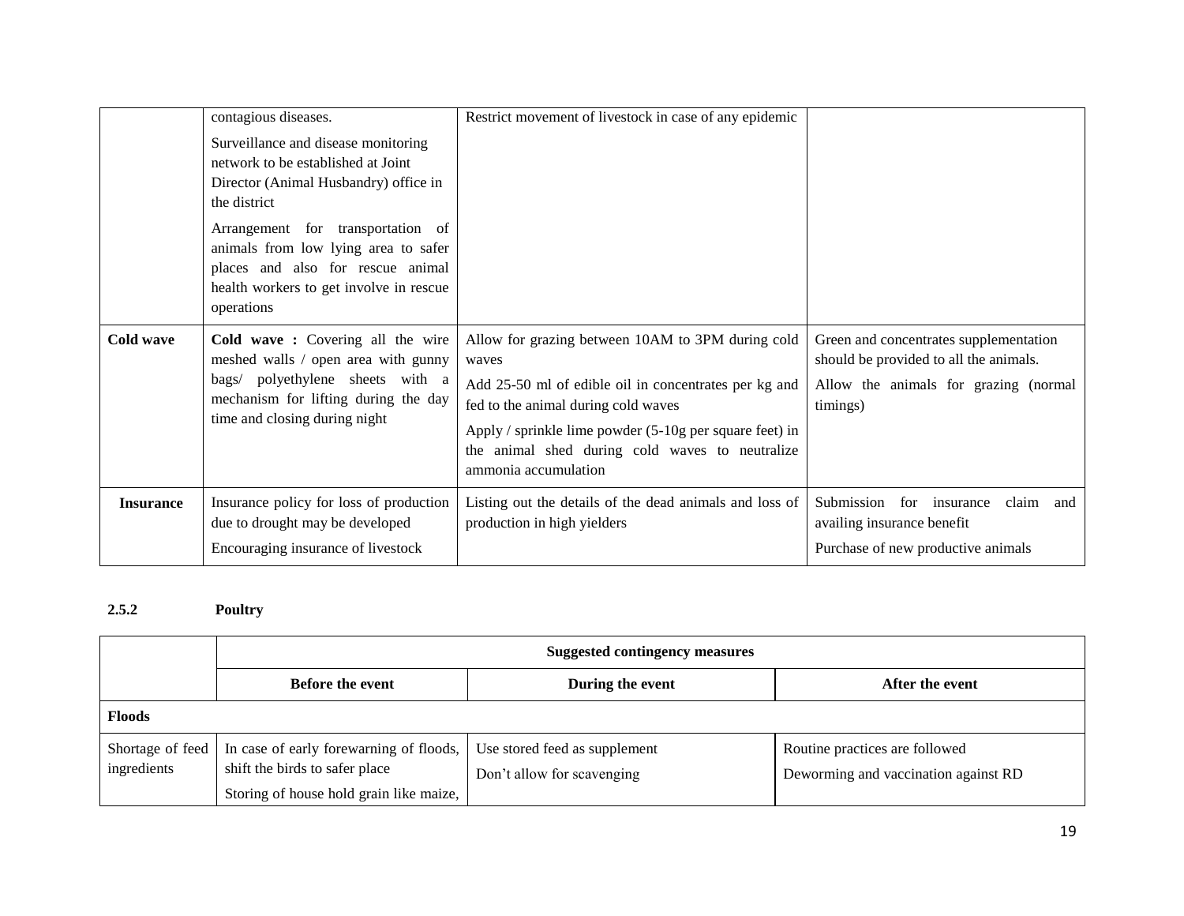| | | | |
|---|---|---|---|
| | contagious diseases.<br><br>Surveillance and disease monitoring network to be established at Joint Director (Animal Husbandry) office in the district<br><br>Arrangement for transportation of animals from low lying area to safer places and also for rescue animal health workers to get involve in rescue operations | Restrict movement of livestock in case of any epidemic | |
| **Cold wave** | **Cold wave :** Covering all the wire meshed walls / open area with gunny bags/ polyethylene sheets with a mechanism for lifting during the day time and closing during night | Allow for grazing between 10AM to 3PM during cold waves<br><br>Add 25-50 ml of edible oil in concentrates per kg and fed to the animal during cold waves<br><br>Apply / sprinkle lime powder (5-10g per square feet) in the animal shed during cold waves to neutralize ammonia accumulation | Green and concentrates supplementation should be provided to all the animals.<br><br>Allow the animals for grazing (normal timings) |
| **Insurance** | Insurance policy for loss of production due to drought may be developed<br><br>Encouraging insurance of livestock | Listing out the details of the dead animals and loss of production in high yielders | Submission for insurance claim and availing insurance benefit<br><br>Purchase of new productive animals |

### 2.5.2 Poultry

| | **Suggested contingency measures** | | |
|---|---|---|---|
| | **Before the event** | **During the event** | **After the event** |
| **Floods** | | | |
| Shortage of feed ingredients | In case of early forewarning of floods, shift the birds to safer place<br><br>Storing of house hold grain like maize, | Use stored feed as supplement<br><br>Don't allow for scavenging | Routine practices are followed<br><br>Deworming and vaccination against RD |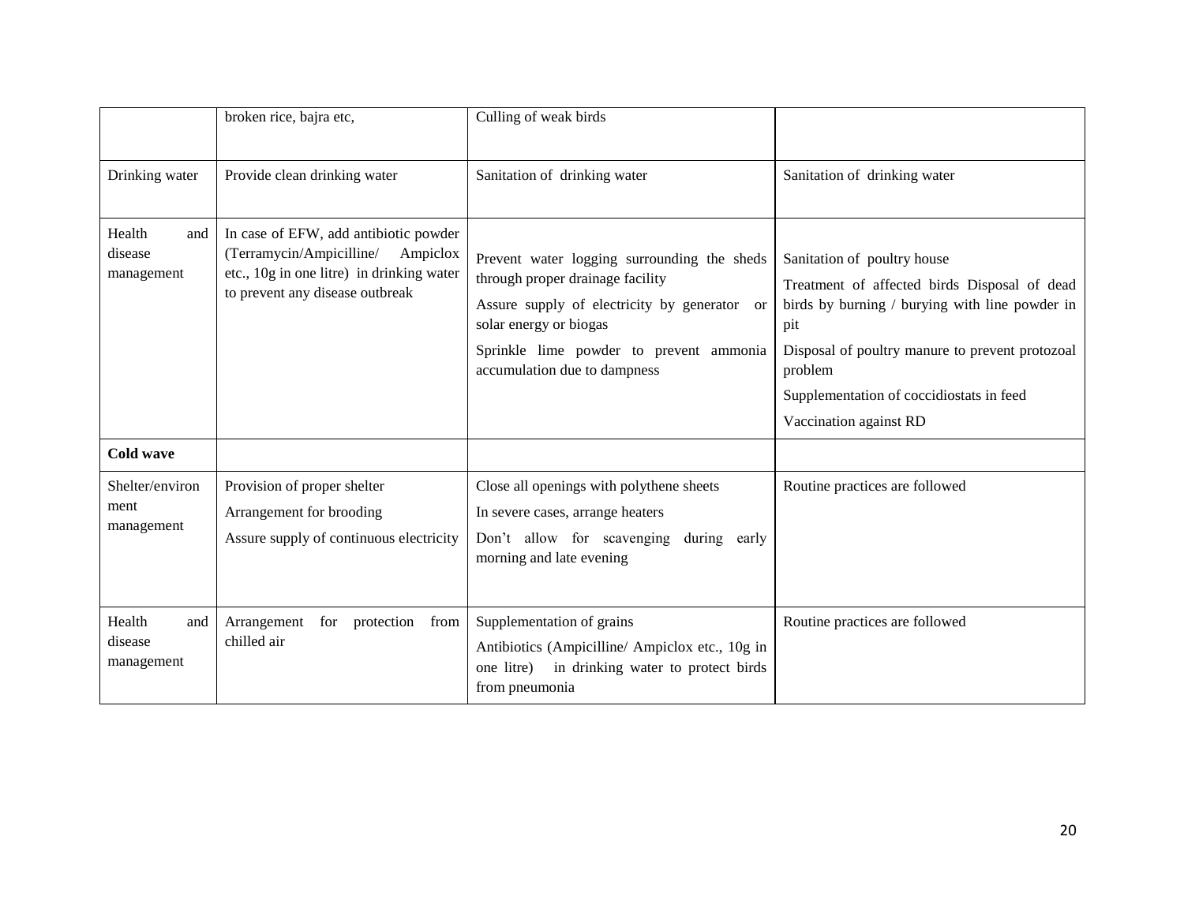| | | | |
|---|---|---|---|
| | broken rice, bajra etc, | Culling of weak birds | |
| Drinking water | Provide clean drinking water | Sanitation of drinking water | Sanitation of drinking water |
| Health and disease management | In case of EFW, add antibiotic powder (Terramycin/Ampicilline/ Ampiclox etc., 10g in one litre) in drinking water to prevent any disease outbreak | Prevent water logging surrounding the sheds through proper drainage facility<br>Assure supply of electricity by generator or solar energy or biogas<br>Sprinkle lime powder to prevent ammonia accumulation due to dampness | Sanitation of poultry house<br>Treatment of affected birds Disposal of dead birds by burning / burying with line powder in pit<br>Disposal of poultry manure to prevent protozoal problem<br>Supplementation of coccidiostats in feed<br>Vaccination against RD |
| **Cold wave** | | | |
| Shelter/environment management | Provision of proper shelter<br>Arrangement for brooding<br>Assure supply of continuous electricity | Close all openings with polythene sheets<br>In severe cases, arrange heaters<br>Don't allow for scavenging during early morning and late evening | Routine practices are followed |
| Health and disease management | Arrangement for protection from chilled air | Supplementation of grains<br>Antibiotics (Ampicilline/ Ampiclox etc., 10g in one litre) in drinking water to protect birds from pneumonia | Routine practices are followed |